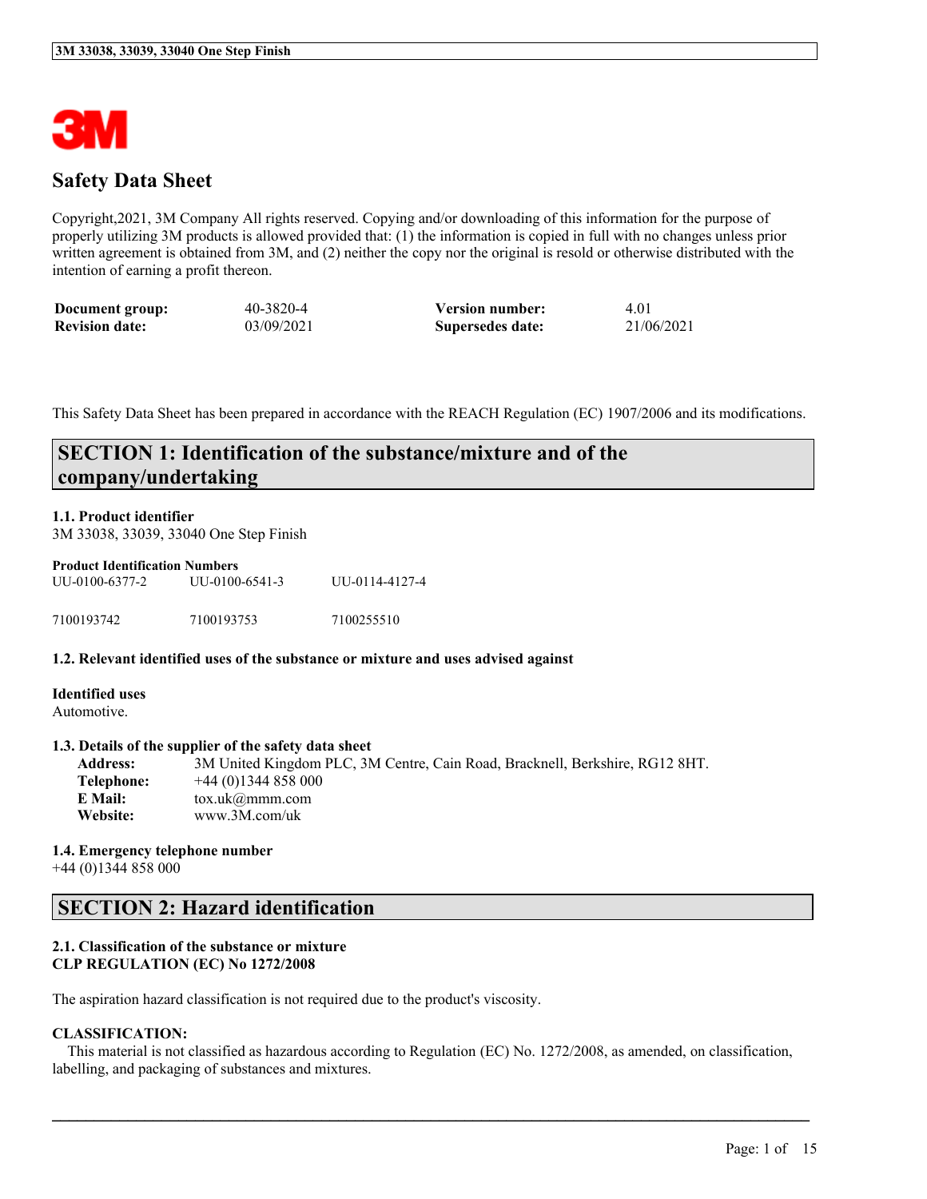# Safety Data Sheet

Copyright,2021, 3M Company All rights reserved. Copying and/or downloading of this information for the purpose of properly utilizing 3M products is allowed provided that: (1) the information is copied in full with no changes unless prior written agreement is obtained from 3M, and (2) neither the copy nor the original is resold or otherwise distributed with the intention of earning a profit thereon.

| | | | |
|---|---|---|---|
| **Document group:** | 40-3820-4 | **Version number:** | 4.01 |
| **Revision date:** | 03/09/2021 | **Supersedes date:** | 21/06/2021 |

This Safety Data Sheet has been prepared in accordance with the REACH Regulation (EC) 1907/2006 and its modifications.

## SECTION 1: Identification of the substance/mixture and of the company/undertaking

### 1.1. Product identifier

3M 33038, 33039, 33040 One Step Finish

**Product Identification Numbers**

| | | |
|---|---|---|
| UU-0100-6377-2 | UU-0100-6541-3 | UU-0114-4127-4 |
| 7100193742 | 7100193753 | 7100255510 |

### 1.2. Relevant identified uses of the substance or mixture and uses advised against

**Identified uses**

Automotive.

### 1.3. Details of the supplier of the safety data sheet

**Address:** 3M United Kingdom PLC, 3M Centre, Cain Road, Bracknell, Berkshire, RG12 8HT.
**Telephone:** +44 (0)1344 858 000
**E Mail:** tox.uk@mmm.com
**Website:** www.3M.com/uk

### 1.4. Emergency telephone number

+44 (0)1344 858 000

## SECTION 2: Hazard identification

### 2.1. Classification of the substance or mixture
**CLP REGULATION (EC) No 1272/2008**

The aspiration hazard classification is not required due to the product's viscosity.

**CLASSIFICATION:**

This material is not classified as hazardous according to Regulation (EC) No. 1272/2008, as amended, on classification, labelling, and packaging of substances and mixtures.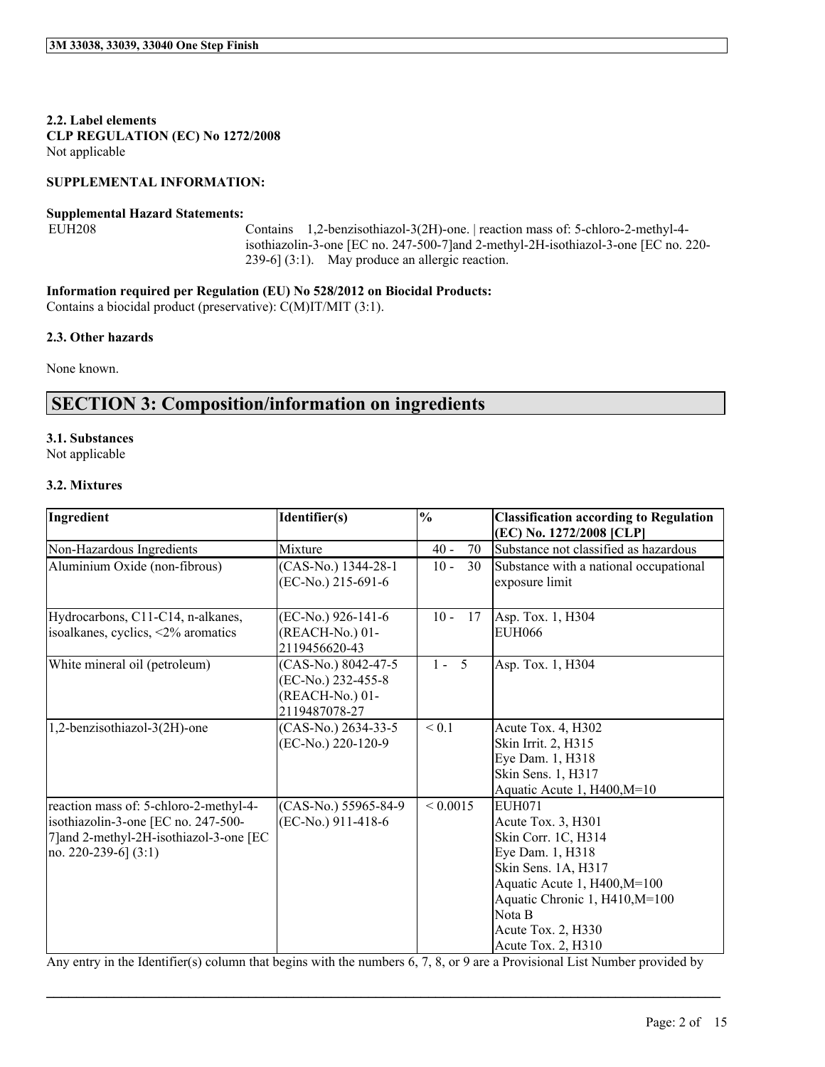**2.2. Label elements**
**CLP REGULATION (EC) No 1272/2008**
Not applicable

**SUPPLEMENTAL INFORMATION:**

**Supplemental Hazard Statements:**

EUH208 Contains 1,2-benzisothiazol-3(2H)-one. | reaction mass of: 5-chloro-2-methyl-4-isothiazolin-3-one [EC no. 247-500-7]and 2-methyl-2H-isothiazol-3-one [EC no. 220-239-6] (3:1). May produce an allergic reaction.

**Information required per Regulation (EU) No 528/2012 on Biocidal Products:**
Contains a biocidal product (preservative): C(M)IT/MIT (3:1).

**2.3. Other hazards**

None known.

## SECTION 3: Composition/information on ingredients

**3.1. Substances**
Not applicable

**3.2. Mixtures**

| Ingredient | Identifier(s) | % | Classification according to Regulation (EC) No. 1272/2008 [CLP] |
|---|---|---|---|
| Non-Hazardous Ingredients | Mixture | 40 - 70 | Substance not classified as hazardous |
| Aluminium Oxide (non-fibrous) | (CAS-No.) 1344-28-1<br>(EC-No.) 215-691-6 | 10 - 30 | Substance with a national occupational exposure limit |
| Hydrocarbons, C11-C14, n-alkanes, isoalkanes, cyclics, <2% aromatics | (EC-No.) 926-141-6<br>(REACH-No.) 01-2119456620-43 | 10 - 17 | Asp. Tox. 1, H304<br>EUH066 |
| White mineral oil (petroleum) | (CAS-No.) 8042-47-5<br>(EC-No.) 232-455-8<br>(REACH-No.) 01-2119487078-27 | 1 - 5 | Asp. Tox. 1, H304 |
| 1,2-benzisothiazol-3(2H)-one | (CAS-No.) 2634-33-5<br>(EC-No.) 220-120-9 | < 0.1 | Acute Tox. 4, H302<br>Skin Irrit. 2, H315<br>Eye Dam. 1, H318<br>Skin Sens. 1, H317<br>Aquatic Acute 1, H400,M=10 |
| reaction mass of: 5-chloro-2-methyl-4-isothiazolin-3-one [EC no. 247-500-7]and 2-methyl-2H-isothiazol-3-one [EC no. 220-239-6] (3:1) | (CAS-No.) 55965-84-9<br>(EC-No.) 911-418-6 | < 0.0015 | EUH071<br>Acute Tox. 3, H301<br>Skin Corr. 1C, H314<br>Eye Dam. 1, H318<br>Skin Sens. 1A, H317<br>Aquatic Acute 1, H400,M=100<br>Aquatic Chronic 1, H410,M=100<br>Nota B<br>Acute Tox. 2, H330<br>Acute Tox. 2, H310 |

Any entry in the Identifier(s) column that begins with the numbers 6, 7, 8, or 9 are a Provisional List Number provided by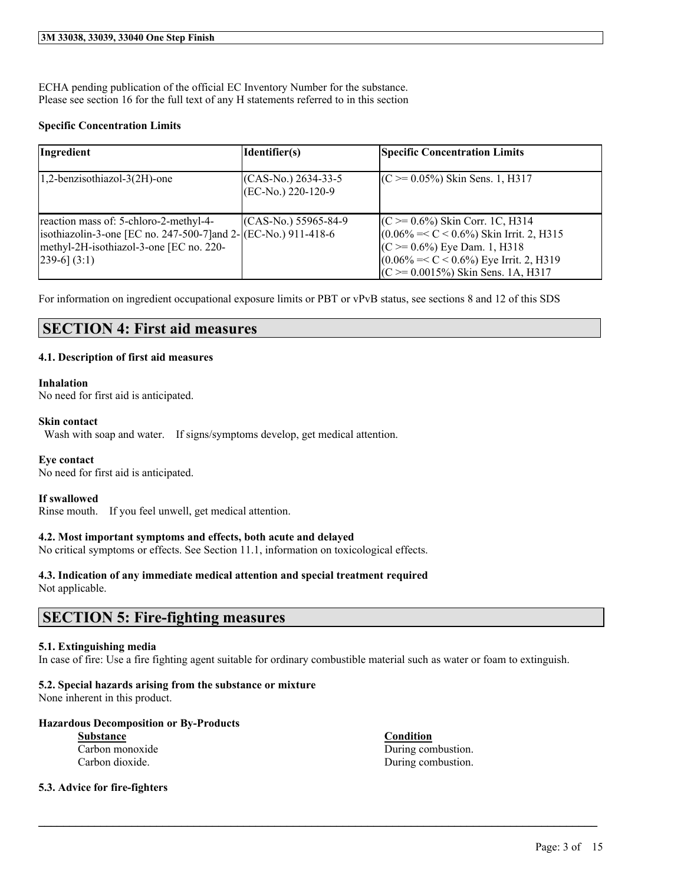ECHA pending publication of the official EC Inventory Number for the substance.
Please see section 16 for the full text of any H statements referred to in this section

**Specific Concentration Limits**

| Ingredient | Identifier(s) | Specific Concentration Limits |
| --- | --- | --- |
| 1,2-benzisothiazol-3(2H)-one | (CAS-No.) 2634-33-5<br>(EC-No.) 220-120-9 | (C >= 0.05%) Skin Sens. 1, H317 |
| reaction mass of: 5-chloro-2-methyl-4-isothiazolin-3-one [EC no. 247-500-7]and 2-methyl-2H-isothiazol-3-one [EC no. 220-239-6] (3:1) | (CAS-No.) 55965-84-9<br>(EC-No.) 911-418-6 | (C >= 0.6%) Skin Corr. 1C, H314<br>(0.06% =< C < 0.6%) Skin Irrit. 2, H315<br>(C >= 0.6%) Eye Dam. 1, H318<br>(0.06% =< C < 0.6%) Eye Irrit. 2, H319<br>(C >= 0.0015%) Skin Sens. 1A, H317 |

For information on ingredient occupational exposure limits or PBT or vPvB status, see sections 8 and 12 of this SDS

## SECTION 4: First aid measures

### 4.1. Description of first aid measures

**Inhalation**
No need for first aid is anticipated.

**Skin contact**
Wash with soap and water. If signs/symptoms develop, get medical attention.

**Eye contact**
No need for first aid is anticipated.

**If swallowed**
Rinse mouth. If you feel unwell, get medical attention.

### 4.2. Most important symptoms and effects, both acute and delayed
No critical symptoms or effects. See Section 11.1, information on toxicological effects.

### 4.3. Indication of any immediate medical attention and special treatment required
Not applicable.

## SECTION 5: Fire-fighting measures

### 5.1. Extinguishing media
In case of fire: Use a fire fighting agent suitable for ordinary combustible material such as water or foam to extinguish.

### 5.2. Special hazards arising from the substance or mixture
None inherent in this product.

**Hazardous Decomposition or By-Products**

| Substance | Condition |
| --- | --- |
| Carbon monoxide | During combustion. |
| Carbon dioxide. | During combustion. |

### 5.3. Advice for fire-fighters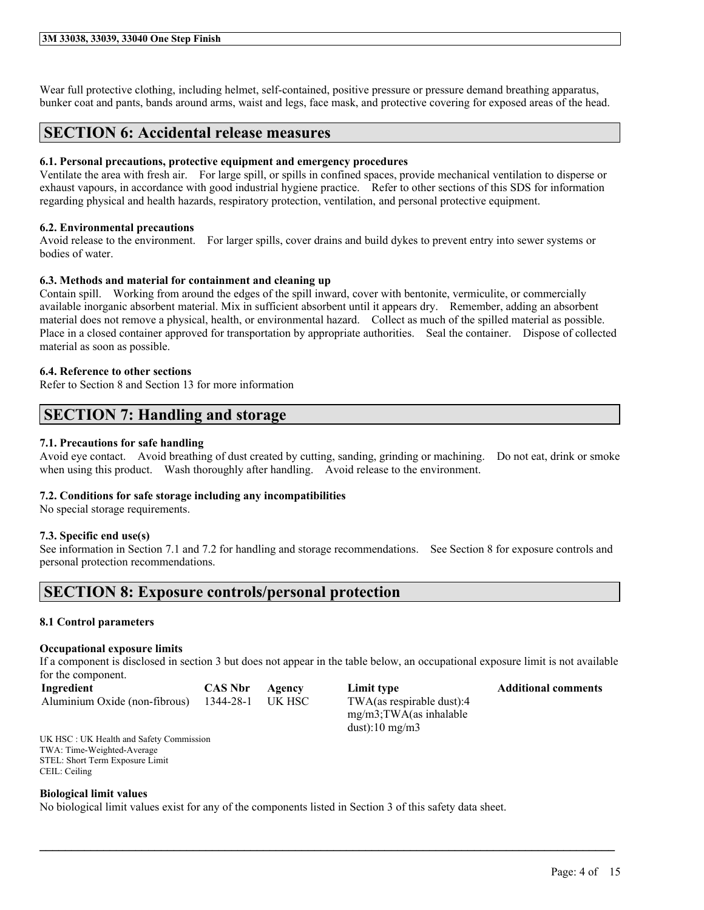Wear full protective clothing, including helmet, self-contained, positive pressure or pressure demand breathing apparatus, bunker coat and pants, bands around arms, waist and legs, face mask, and protective covering for exposed areas of the head.

## SECTION 6: Accidental release measures

### 6.1. Personal precautions, protective equipment and emergency procedures

Ventilate the area with fresh air. For large spill, or spills in confined spaces, provide mechanical ventilation to disperse or exhaust vapours, in accordance with good industrial hygiene practice. Refer to other sections of this SDS for information regarding physical and health hazards, respiratory protection, ventilation, and personal protective equipment.

### 6.2. Environmental precautions

Avoid release to the environment. For larger spills, cover drains and build dykes to prevent entry into sewer systems or bodies of water.

### 6.3. Methods and material for containment and cleaning up

Contain spill. Working from around the edges of the spill inward, cover with bentonite, vermiculite, or commercially available inorganic absorbent material. Mix in sufficient absorbent until it appears dry. Remember, adding an absorbent material does not remove a physical, health, or environmental hazard. Collect as much of the spilled material as possible. Place in a closed container approved for transportation by appropriate authorities. Seal the container. Dispose of collected material as soon as possible.

### 6.4. Reference to other sections

Refer to Section 8 and Section 13 for more information

## SECTION 7: Handling and storage

### 7.1. Precautions for safe handling

Avoid eye contact. Avoid breathing of dust created by cutting, sanding, grinding or machining. Do not eat, drink or smoke when using this product. Wash thoroughly after handling. Avoid release to the environment.

### 7.2. Conditions for safe storage including any incompatibilities

No special storage requirements.

### 7.3. Specific end use(s)

See information in Section 7.1 and 7.2 for handling and storage recommendations. See Section 8 for exposure controls and personal protection recommendations.

## SECTION 8: Exposure controls/personal protection

### 8.1 Control parameters

**Occupational exposure limits**

If a component is disclosed in section 3 but does not appear in the table below, an occupational exposure limit is not available for the component.

| Ingredient | CAS Nbr | Agency | Limit type | Additional comments |
|---|---|---|---|---|
| Aluminium Oxide (non-fibrous) | 1344-28-1 | UK HSC | TWA(as respirable dust):4 mg/m3;TWA(as inhalable dust):10 mg/m3 | |

UK HSC : UK Health and Safety Commission
TWA: Time-Weighted-Average
STEL: Short Term Exposure Limit
CEIL: Ceiling

**Biological limit values**

No biological limit values exist for any of the components listed in Section 3 of this safety data sheet.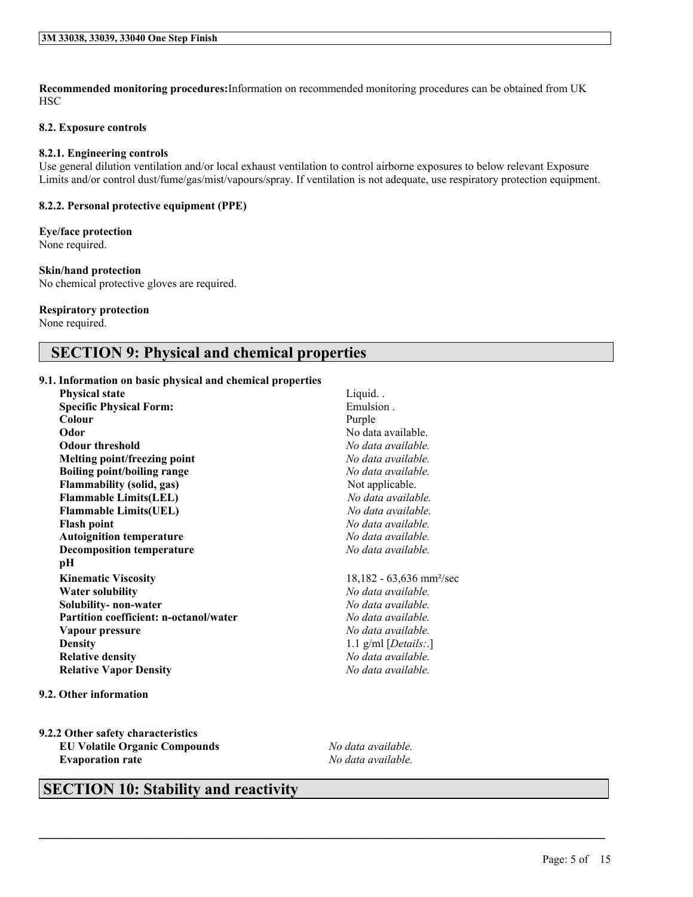**Recommended monitoring procedures:** Information on recommended monitoring procedures can be obtained from UK HSC

#### 8.2. Exposure controls

#### 8.2.1. Engineering controls

Use general dilution ventilation and/or local exhaust ventilation to control airborne exposures to below relevant Exposure Limits and/or control dust/fume/gas/mist/vapours/spray. If ventilation is not adequate, use respiratory protection equipment.

#### 8.2.2. Personal protective equipment (PPE)

**Eye/face protection**
None required.

**Skin/hand protection**
No chemical protective gloves are required.

**Respiratory protection**
None required.

## SECTION 9: Physical and chemical properties

#### 9.1. Information on basic physical and chemical properties

| | |
|---|---|
| **Physical state** | Liquid. . |
| **Specific Physical Form:** | Emulsion . |
| **Colour** | Purple |
| **Odor** | No data available. |
| **Odour threshold** | *No data available.* |
| **Melting point/freezing point** | *No data available.* |
| **Boiling point/boiling range** | *No data available.* |
| **Flammability (solid, gas)** | Not applicable. |
| **Flammable Limits(LEL)** | *No data available.* |
| **Flammable Limits(UEL)** | *No data available.* |
| **Flash point** | *No data available.* |
| **Autoignition temperature** | *No data available.* |
| **Decomposition temperature** | *No data available.* |
| **pH** | |
| **Kinematic Viscosity** | 18,182 - 63,636 mm²/sec |
| **Water solubility** | *No data available.* |
| **Solubility- non-water** | *No data available.* |
| **Partition coefficient: n-octanol/water** | *No data available.* |
| **Vapour pressure** | *No data available.* |
| **Density** | 1.1 g/ml [*Details:*.] |
| **Relative density** | *No data available.* |
| **Relative Vapor Density** | *No data available.* |

#### 9.2. Other information

#### 9.2.2 Other safety characteristics

| | |
|---|---|
| **EU Volatile Organic Compounds** | *No data available.* |
| **Evaporation rate** | *No data available.* |

## SECTION 10: Stability and reactivity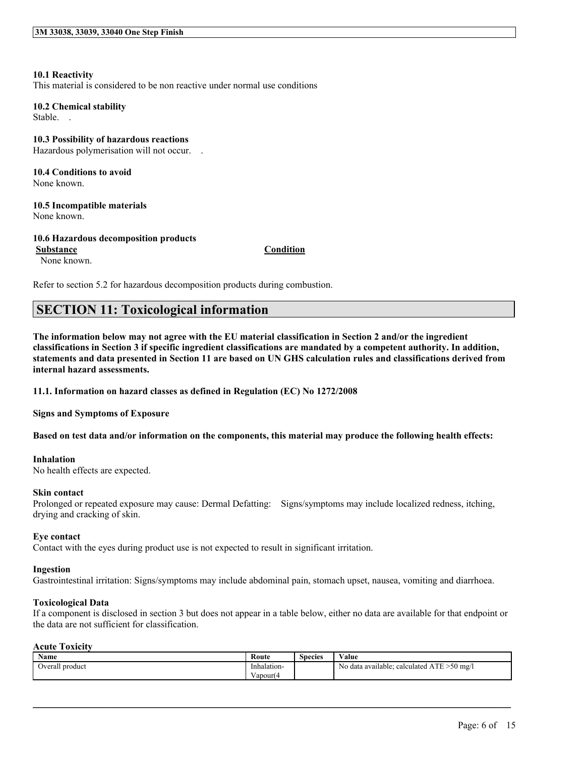**10.1 Reactivity**
This material is considered to be non reactive under normal use conditions

**10.2 Chemical stability**
Stable.   .

**10.3 Possibility of hazardous reactions**
Hazardous polymerisation will not occur.   .

**10.4 Conditions to avoid**
None known.

**10.5 Incompatible materials**
None known.

**10.6 Hazardous decomposition products**

| Substance | Condition |
|---|---|
| None known. | |

Refer to section 5.2 for hazardous decomposition products during combustion.

## SECTION 11: Toxicological information

**The information below may not agree with the EU material classification in Section 2 and/or the ingredient classifications in Section 3 if specific ingredient classifications are mandated by a competent authority. In addition, statements and data presented in Section 11 are based on UN GHS calculation rules and classifications derived from internal hazard assessments.**

**11.1. Information on hazard classes as defined in Regulation (EC) No 1272/2008**

**Signs and Symptoms of Exposure**

**Based on test data and/or information on the components, this material may produce the following health effects:**

**Inhalation**
No health effects are expected.

**Skin contact**
Prolonged or repeated exposure may cause: Dermal Defatting:   Signs/symptoms may include localized redness, itching, drying and cracking of skin.

**Eye contact**
Contact with the eyes during product use is not expected to result in significant irritation.

**Ingestion**
Gastrointestinal irritation: Signs/symptoms may include abdominal pain, stomach upset, nausea, vomiting and diarrhoea.

**Toxicological Data**
If a component is disclosed in section 3 but does not appear in a table below, either no data are available for that endpoint or the data are not sufficient for classification.

**Acute Toxicity**

| Name | Route | Species | Value |
|---|---|---|---|
| Overall product | Inhalation-Vapour(4 | | No data available; calculated ATE >50 mg/l |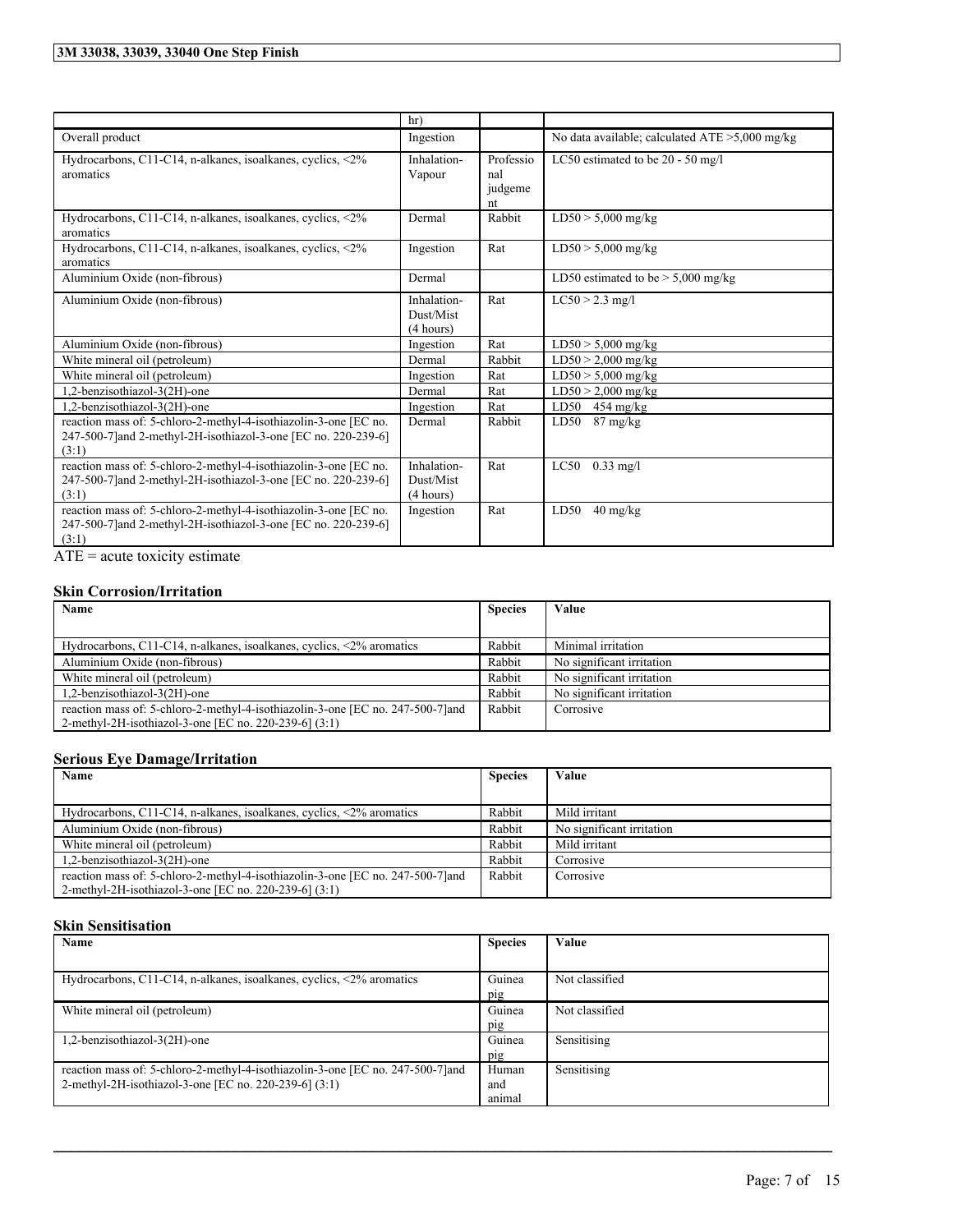| | hr) | | |
|---|---|---|---|
| Overall product | Ingestion | | No data available; calculated ATE >5,000 mg/kg |
| Hydrocarbons, C11-C14, n-alkanes, isoalkanes, cyclics, <2% aromatics | Inhalation-Vapour | Professional judgement | LC50 estimated to be 20 - 50 mg/l |
| Hydrocarbons, C11-C14, n-alkanes, isoalkanes, cyclics, <2% aromatics | Dermal | Rabbit | LD50 > 5,000 mg/kg |
| Hydrocarbons, C11-C14, n-alkanes, isoalkanes, cyclics, <2% aromatics | Ingestion | Rat | LD50 > 5,000 mg/kg |
| Aluminium Oxide (non-fibrous) | Dermal | | LD50 estimated to be > 5,000 mg/kg |
| Aluminium Oxide (non-fibrous) | Inhalation-Dust/Mist (4 hours) | Rat | LC50 > 2.3 mg/l |
| Aluminium Oxide (non-fibrous) | Ingestion | Rat | LD50 > 5,000 mg/kg |
| White mineral oil (petroleum) | Dermal | Rabbit | LD50 > 2,000 mg/kg |
| White mineral oil (petroleum) | Ingestion | Rat | LD50 > 5,000 mg/kg |
| 1,2-benzisothiazol-3(2H)-one | Dermal | Rat | LD50 > 2,000 mg/kg |
| 1,2-benzisothiazol-3(2H)-one | Ingestion | Rat | LD50 454 mg/kg |
| reaction mass of: 5-chloro-2-methyl-4-isothiazolin-3-one [EC no. 247-500-7]and 2-methyl-2H-isothiazol-3-one [EC no. 220-239-6] (3:1) | Dermal | Rabbit | LD50 87 mg/kg |
| reaction mass of: 5-chloro-2-methyl-4-isothiazolin-3-one [EC no. 247-500-7]and 2-methyl-2H-isothiazol-3-one [EC no. 220-239-6] (3:1) | Inhalation-Dust/Mist (4 hours) | Rat | LC50 0.33 mg/l |
| reaction mass of: 5-chloro-2-methyl-4-isothiazolin-3-one [EC no. 247-500-7]and 2-methyl-2H-isothiazol-3-one [EC no. 220-239-6] (3:1) | Ingestion | Rat | LD50 40 mg/kg |

ATE = acute toxicity estimate

### Skin Corrosion/Irritation

| Name | Species | Value |
|---|---|---|
| Hydrocarbons, C11-C14, n-alkanes, isoalkanes, cyclics, <2% aromatics | Rabbit | Minimal irritation |
| Aluminium Oxide (non-fibrous) | Rabbit | No significant irritation |
| White mineral oil (petroleum) | Rabbit | No significant irritation |
| 1,2-benzisothiazol-3(2H)-one | Rabbit | No significant irritation |
| reaction mass of: 5-chloro-2-methyl-4-isothiazolin-3-one [EC no. 247-500-7]and 2-methyl-2H-isothiazol-3-one [EC no. 220-239-6] (3:1) | Rabbit | Corrosive |

### Serious Eye Damage/Irritation

| Name | Species | Value |
|---|---|---|
| Hydrocarbons, C11-C14, n-alkanes, isoalkanes, cyclics, <2% aromatics | Rabbit | Mild irritant |
| Aluminium Oxide (non-fibrous) | Rabbit | No significant irritation |
| White mineral oil (petroleum) | Rabbit | Mild irritant |
| 1,2-benzisothiazol-3(2H)-one | Rabbit | Corrosive |
| reaction mass of: 5-chloro-2-methyl-4-isothiazolin-3-one [EC no. 247-500-7]and 2-methyl-2H-isothiazol-3-one [EC no. 220-239-6] (3:1) | Rabbit | Corrosive |

### Skin Sensitisation

| Name | Species | Value |
|---|---|---|
| Hydrocarbons, C11-C14, n-alkanes, isoalkanes, cyclics, <2% aromatics | Guinea pig | Not classified |
| White mineral oil (petroleum) | Guinea pig | Not classified |
| 1,2-benzisothiazol-3(2H)-one | Guinea pig | Sensitising |
| reaction mass of: 5-chloro-2-methyl-4-isothiazolin-3-one [EC no. 247-500-7]and 2-methyl-2H-isothiazol-3-one [EC no. 220-239-6] (3:1) | Human and animal | Sensitising |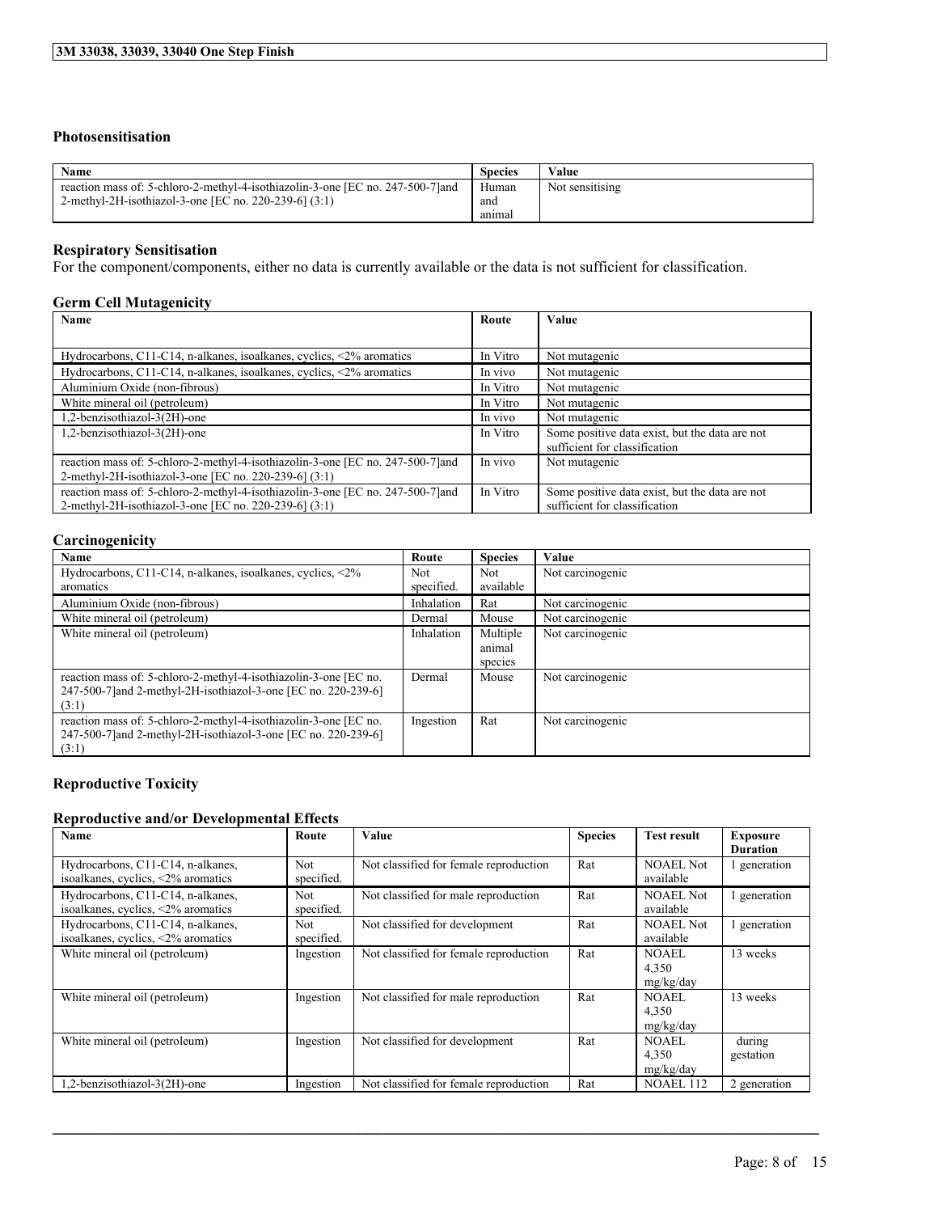### Photosensitisation

| Name | Species | Value |
| --- | --- | --- |
| reaction mass of: 5-chloro-2-methyl-4-isothiazolin-3-one [EC no. 247-500-7]and 2-methyl-2H-isothiazol-3-one [EC no. 220-239-6] (3:1) | Human and animal | Not sensitising |

### Respiratory Sensitisation

For the component/components, either no data is currently available or the data is not sufficient for classification.

### Germ Cell Mutagenicity

| Name | Route | Value |
| --- | --- | --- |
| Hydrocarbons, C11-C14, n-alkanes, isoalkanes, cyclics, <2% aromatics | In Vitro | Not mutagenic |
| Hydrocarbons, C11-C14, n-alkanes, isoalkanes, cyclics, <2% aromatics | In vivo | Not mutagenic |
| Aluminium Oxide (non-fibrous) | In Vitro | Not mutagenic |
| White mineral oil (petroleum) | In Vitro | Not mutagenic |
| 1,2-benzisothiazol-3(2H)-one | In vivo | Not mutagenic |
| 1,2-benzisothiazol-3(2H)-one | In Vitro | Some positive data exist, but the data are not sufficient for classification |
| reaction mass of: 5-chloro-2-methyl-4-isothiazolin-3-one [EC no. 247-500-7]and 2-methyl-2H-isothiazol-3-one [EC no. 220-239-6] (3:1) | In vivo | Not mutagenic |
| reaction mass of: 5-chloro-2-methyl-4-isothiazolin-3-one [EC no. 247-500-7]and 2-methyl-2H-isothiazol-3-one [EC no. 220-239-6] (3:1) | In Vitro | Some positive data exist, but the data are not sufficient for classification |

### Carcinogenicity

| Name | Route | Species | Value |
| --- | --- | --- | --- |
| Hydrocarbons, C11-C14, n-alkanes, isoalkanes, cyclics, <2% aromatics | Not specified. | Not available | Not carcinogenic |
| Aluminium Oxide (non-fibrous) | Inhalation | Rat | Not carcinogenic |
| White mineral oil (petroleum) | Dermal | Mouse | Not carcinogenic |
| White mineral oil (petroleum) | Inhalation | Multiple animal species | Not carcinogenic |
| reaction mass of: 5-chloro-2-methyl-4-isothiazolin-3-one [EC no. 247-500-7]and 2-methyl-2H-isothiazol-3-one [EC no. 220-239-6] (3:1) | Dermal | Mouse | Not carcinogenic |
| reaction mass of: 5-chloro-2-methyl-4-isothiazolin-3-one [EC no. 247-500-7]and 2-methyl-2H-isothiazol-3-one [EC no. 220-239-6] (3:1) | Ingestion | Rat | Not carcinogenic |

### Reproductive Toxicity

### Reproductive and/or Developmental Effects

| Name | Route | Value | Species | Test result | Exposure Duration |
| --- | --- | --- | --- | --- | --- |
| Hydrocarbons, C11-C14, n-alkanes, isoalkanes, cyclics, <2% aromatics | Not specified. | Not classified for female reproduction | Rat | NOAEL Not available | 1 generation |
| Hydrocarbons, C11-C14, n-alkanes, isoalkanes, cyclics, <2% aromatics | Not specified. | Not classified for male reproduction | Rat | NOAEL Not available | 1 generation |
| Hydrocarbons, C11-C14, n-alkanes, isoalkanes, cyclics, <2% aromatics | Not specified. | Not classified for development | Rat | NOAEL Not available | 1 generation |
| White mineral oil (petroleum) | Ingestion | Not classified for female reproduction | Rat | NOAEL 4,350 mg/kg/day | 13 weeks |
| White mineral oil (petroleum) | Ingestion | Not classified for male reproduction | Rat | NOAEL 4,350 mg/kg/day | 13 weeks |
| White mineral oil (petroleum) | Ingestion | Not classified for development | Rat | NOAEL 4,350 mg/kg/day | during gestation |
| 1,2-benzisothiazol-3(2H)-one | Ingestion | Not classified for female reproduction | Rat | NOAEL 112 | 2 generation |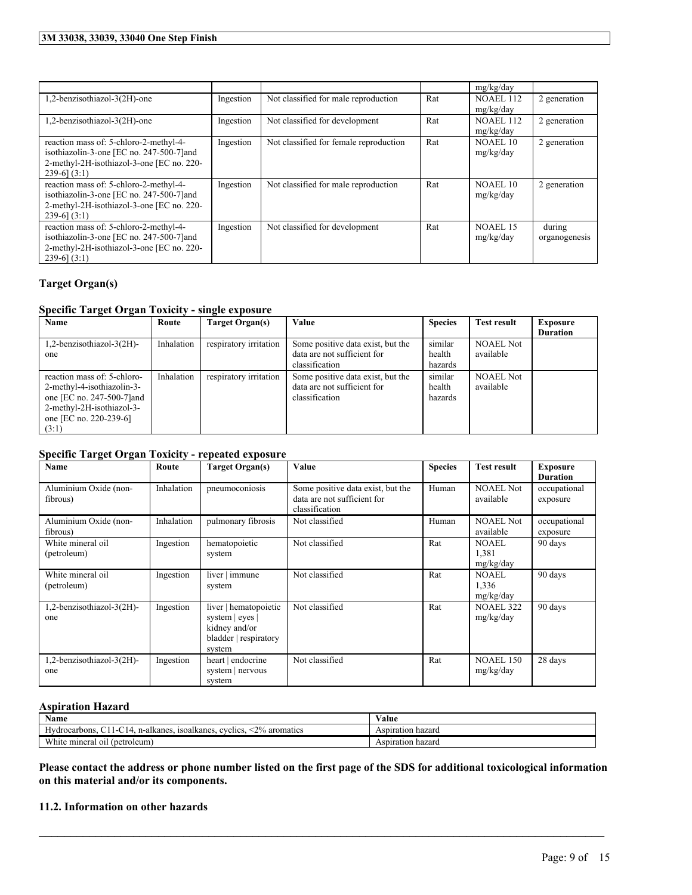|  |  |  |  | mg/kg/day |  |
| --- | --- | --- | --- | --- | --- |
| 1,2-benzisothiazol-3(2H)-one | Ingestion | Not classified for male reproduction | Rat | NOAEL 112 mg/kg/day | 2 generation |
| 1,2-benzisothiazol-3(2H)-one | Ingestion | Not classified for development | Rat | NOAEL 112 mg/kg/day | 2 generation |
| reaction mass of: 5-chloro-2-methyl-4-isothiazolin-3-one [EC no. 247-500-7]and 2-methyl-2H-isothiazol-3-one [EC no. 220-239-6] (3:1) | Ingestion | Not classified for female reproduction | Rat | NOAEL 10 mg/kg/day | 2 generation |
| reaction mass of: 5-chloro-2-methyl-4-isothiazolin-3-one [EC no. 247-500-7]and 2-methyl-2H-isothiazol-3-one [EC no. 220-239-6] (3:1) | Ingestion | Not classified for male reproduction | Rat | NOAEL 10 mg/kg/day | 2 generation |
| reaction mass of: 5-chloro-2-methyl-4-isothiazolin-3-one [EC no. 247-500-7]and 2-methyl-2H-isothiazol-3-one [EC no. 220-239-6] (3:1) | Ingestion | Not classified for development | Rat | NOAEL 15 mg/kg/day | during organogenesis |

### Target Organ(s)

#### Specific Target Organ Toxicity - single exposure

| Name | Route | Target Organ(s) | Value | Species | Test result | Exposure Duration |
| --- | --- | --- | --- | --- | --- | --- |
| 1,2-benzisothiazol-3(2H)-one | Inhalation | respiratory irritation | Some positive data exist, but the data are not sufficient for classification | similar health hazards | NOAEL Not available |  |
| reaction mass of: 5-chloro-2-methyl-4-isothiazolin-3-one [EC no. 247-500-7]and 2-methyl-2H-isothiazol-3-one [EC no. 220-239-6] (3:1) | Inhalation | respiratory irritation | Some positive data exist, but the data are not sufficient for classification | similar health hazards | NOAEL Not available |  |

#### Specific Target Organ Toxicity - repeated exposure

| Name | Route | Target Organ(s) | Value | Species | Test result | Exposure Duration |
| --- | --- | --- | --- | --- | --- | --- |
| Aluminium Oxide (non-fibrous) | Inhalation | pneumoconiosis | Some positive data exist, but the data are not sufficient for classification | Human | NOAEL Not available | occupational exposure |
| Aluminium Oxide (non-fibrous) | Inhalation | pulmonary fibrosis | Not classified | Human | NOAEL Not available | occupational exposure |
| White mineral oil (petroleum) | Ingestion | hematopoietic system | Not classified | Rat | NOAEL 1,381 mg/kg/day | 90 days |
| White mineral oil (petroleum) | Ingestion | liver \| immune system | Not classified | Rat | NOAEL 1,336 mg/kg/day | 90 days |
| 1,2-benzisothiazol-3(2H)-one | Ingestion | liver \| hematopoietic system \| eyes \| kidney and/or bladder \| respiratory system | Not classified | Rat | NOAEL 322 mg/kg/day | 90 days |
| 1,2-benzisothiazol-3(2H)-one | Ingestion | heart \| endocrine system \| nervous system | Not classified | Rat | NOAEL 150 mg/kg/day | 28 days |

#### Aspiration Hazard

| Name | Value |
| --- | --- |
| Hydrocarbons, C11-C14, n-alkanes, isoalkanes, cyclics, <2% aromatics | Aspiration hazard |
| White mineral oil (petroleum) | Aspiration hazard |

**Please contact the address or phone number listed on the first page of the SDS for additional toxicological information on this material and/or its components.**

### 11.2. Information on other hazards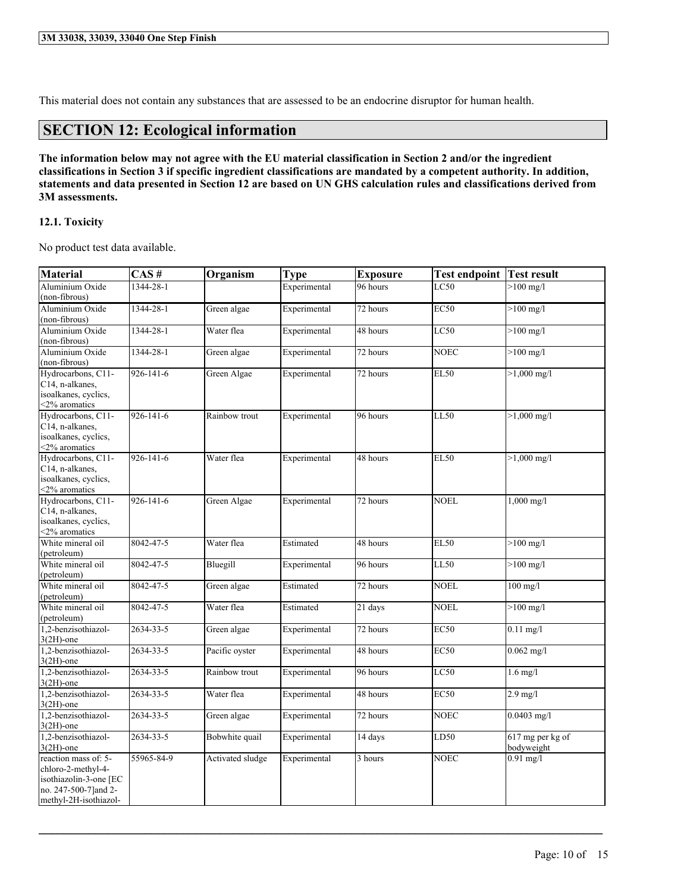This material does not contain any substances that are assessed to be an endocrine disruptor for human health.

# SECTION 12: Ecological information

**The information below may not agree with the EU material classification in Section 2 and/or the ingredient classifications in Section 3 if specific ingredient classifications are mandated by a competent authority. In addition, statements and data presented in Section 12 are based on UN GHS calculation rules and classifications derived from 3M assessments.**

### 12.1. Toxicity

No product test data available.

| Material | CAS # | Organism | Type | Exposure | Test endpoint | Test result |
|---|---|---|---|---|---|---|
| Aluminium Oxide (non-fibrous) | 1344-28-1 | | Experimental | 96 hours | LC50 | >100 mg/l |
| Aluminium Oxide (non-fibrous) | 1344-28-1 | Green algae | Experimental | 72 hours | EC50 | >100 mg/l |
| Aluminium Oxide (non-fibrous) | 1344-28-1 | Water flea | Experimental | 48 hours | LC50 | >100 mg/l |
| Aluminium Oxide (non-fibrous) | 1344-28-1 | Green algae | Experimental | 72 hours | NOEC | >100 mg/l |
| Hydrocarbons, C11-C14, n-alkanes, isoalkanes, cyclics, <2% aromatics | 926-141-6 | Green Algae | Experimental | 72 hours | EL50 | >1,000 mg/l |
| Hydrocarbons, C11-C14, n-alkanes, isoalkanes, cyclics, <2% aromatics | 926-141-6 | Rainbow trout | Experimental | 96 hours | LL50 | >1,000 mg/l |
| Hydrocarbons, C11-C14, n-alkanes, isoalkanes, cyclics, <2% aromatics | 926-141-6 | Water flea | Experimental | 48 hours | EL50 | >1,000 mg/l |
| Hydrocarbons, C11-C14, n-alkanes, isoalkanes, cyclics, <2% aromatics | 926-141-6 | Green Algae | Experimental | 72 hours | NOEL | 1,000 mg/l |
| White mineral oil (petroleum) | 8042-47-5 | Water flea | Estimated | 48 hours | EL50 | >100 mg/l |
| White mineral oil (petroleum) | 8042-47-5 | Bluegill | Experimental | 96 hours | LL50 | >100 mg/l |
| White mineral oil (petroleum) | 8042-47-5 | Green algae | Estimated | 72 hours | NOEL | 100 mg/l |
| White mineral oil (petroleum) | 8042-47-5 | Water flea | Estimated | 21 days | NOEL | >100 mg/l |
| 1,2-benzisothiazol-3(2H)-one | 2634-33-5 | Green algae | Experimental | 72 hours | EC50 | 0.11 mg/l |
| 1,2-benzisothiazol-3(2H)-one | 2634-33-5 | Pacific oyster | Experimental | 48 hours | EC50 | 0.062 mg/l |
| 1,2-benzisothiazol-3(2H)-one | 2634-33-5 | Rainbow trout | Experimental | 96 hours | LC50 | 1.6 mg/l |
| 1,2-benzisothiazol-3(2H)-one | 2634-33-5 | Water flea | Experimental | 48 hours | EC50 | 2.9 mg/l |
| 1,2-benzisothiazol-3(2H)-one | 2634-33-5 | Green algae | Experimental | 72 hours | NOEC | 0.0403 mg/l |
| 1,2-benzisothiazol-3(2H)-one | 2634-33-5 | Bobwhite quail | Experimental | 14 days | LD50 | 617 mg per kg of bodyweight |
| reaction mass of: 5-chloro-2-methyl-4-isothiazolin-3-one [EC no. 247-500-7]and 2-methyl-2H-isothiazol- | 55965-84-9 | Activated sludge | Experimental | 3 hours | NOEC | 0.91 mg/l |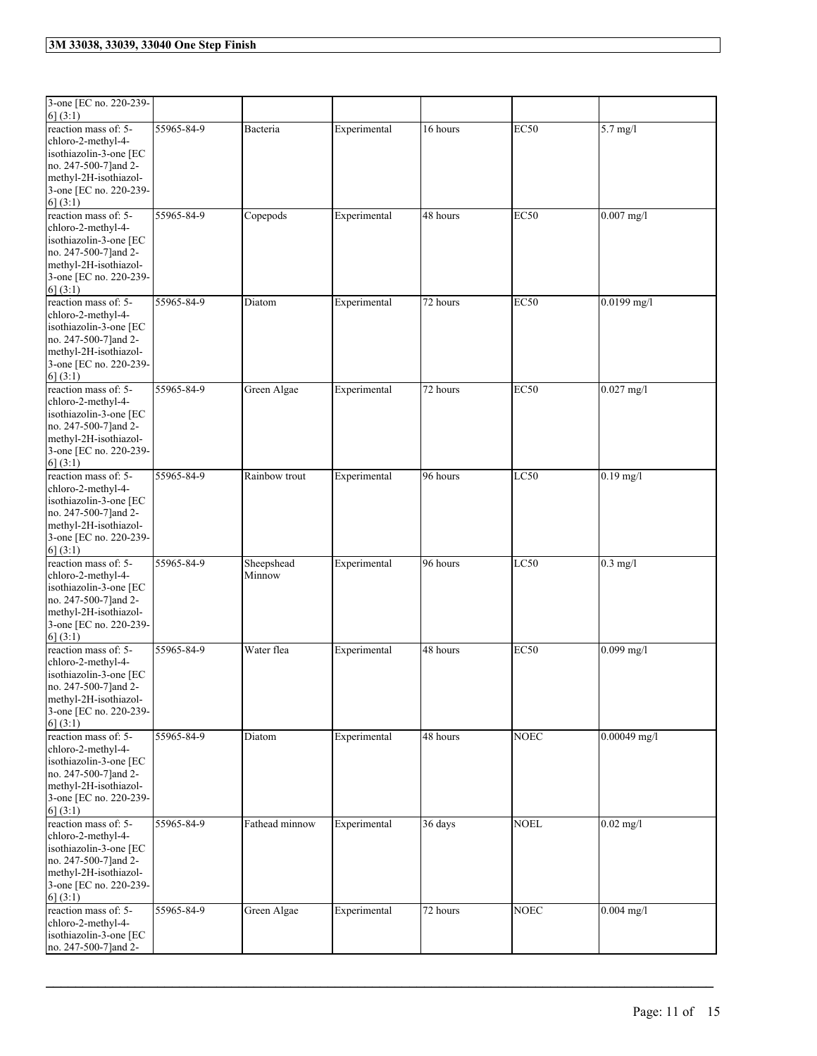| | | | | | | |
|---|---|---|---|---|---|---|
| 3-one [EC no. 220-239-6] (3:1) | | | | | | |
| reaction mass of: 5-chloro-2-methyl-4-isothiazolin-3-one [EC no. 247-500-7]and 2-methyl-2H-isothiazol-3-one [EC no. 220-239-6] (3:1) | 55965-84-9 | Bacteria | Experimental | 16 hours | EC50 | 5.7 mg/l |
| reaction mass of: 5-chloro-2-methyl-4-isothiazolin-3-one [EC no. 247-500-7]and 2-methyl-2H-isothiazol-3-one [EC no. 220-239-6] (3:1) | 55965-84-9 | Copepods | Experimental | 48 hours | EC50 | 0.007 mg/l |
| reaction mass of: 5-chloro-2-methyl-4-isothiazolin-3-one [EC no. 247-500-7]and 2-methyl-2H-isothiazol-3-one [EC no. 220-239-6] (3:1) | 55965-84-9 | Diatom | Experimental | 72 hours | EC50 | 0.0199 mg/l |
| reaction mass of: 5-chloro-2-methyl-4-isothiazolin-3-one [EC no. 247-500-7]and 2-methyl-2H-isothiazol-3-one [EC no. 220-239-6] (3:1) | 55965-84-9 | Green Algae | Experimental | 72 hours | EC50 | 0.027 mg/l |
| reaction mass of: 5-chloro-2-methyl-4-isothiazolin-3-one [EC no. 247-500-7]and 2-methyl-2H-isothiazol-3-one [EC no. 220-239-6] (3:1) | 55965-84-9 | Rainbow trout | Experimental | 96 hours | LC50 | 0.19 mg/l |
| reaction mass of: 5-chloro-2-methyl-4-isothiazolin-3-one [EC no. 247-500-7]and 2-methyl-2H-isothiazol-3-one [EC no. 220-239-6] (3:1) | 55965-84-9 | Sheepshead Minnow | Experimental | 96 hours | LC50 | 0.3 mg/l |
| reaction mass of: 5-chloro-2-methyl-4-isothiazolin-3-one [EC no. 247-500-7]and 2-methyl-2H-isothiazol-3-one [EC no. 220-239-6] (3:1) | 55965-84-9 | Water flea | Experimental | 48 hours | EC50 | 0.099 mg/l |
| reaction mass of: 5-chloro-2-methyl-4-isothiazolin-3-one [EC no. 247-500-7]and 2-methyl-2H-isothiazol-3-one [EC no. 220-239-6] (3:1) | 55965-84-9 | Diatom | Experimental | 48 hours | NOEC | 0.00049 mg/l |
| reaction mass of: 5-chloro-2-methyl-4-isothiazolin-3-one [EC no. 247-500-7]and 2-methyl-2H-isothiazol-3-one [EC no. 220-239-6] (3:1) | 55965-84-9 | Fathead minnow | Experimental | 36 days | NOEL | 0.02 mg/l |
| reaction mass of: 5-chloro-2-methyl-4-isothiazolin-3-one [EC no. 247-500-7]and 2- | 55965-84-9 | Green Algae | Experimental | 72 hours | NOEC | 0.004 mg/l |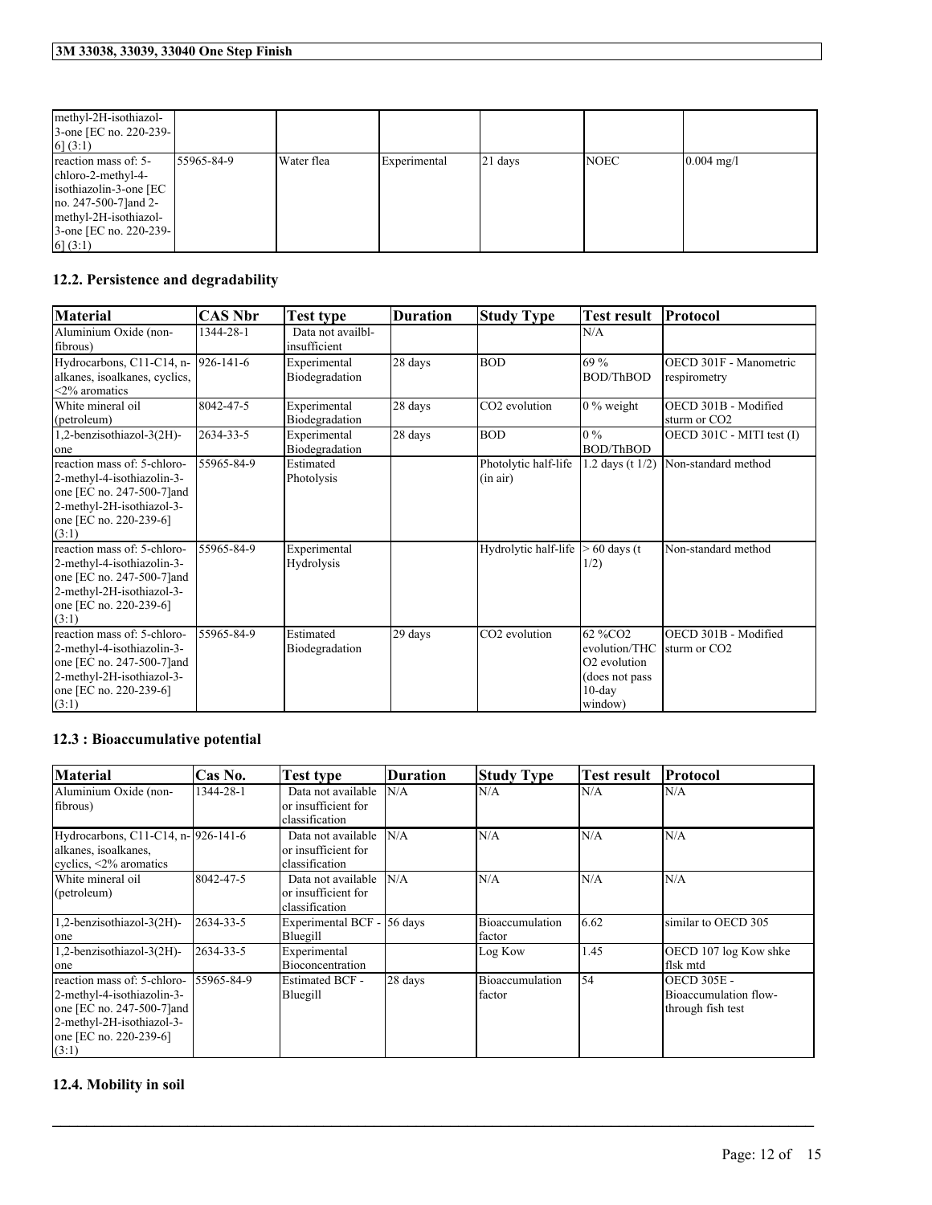| | | | | | | |
|---|---|---|---|---|---|---|
| methyl-2H-isothiazol-3-one [EC no. 220-239-6] (3:1) | | | | | | |
| reaction mass of: 5-chloro-2-methyl-4-isothiazolin-3-one [EC no. 247-500-7]and 2-methyl-2H-isothiazol-3-one [EC no. 220-239-6] (3:1) | 55965-84-9 | Water flea | Experimental | 21 days | NOEC | 0.004 mg/l |

## 12.2. Persistence and degradability

| Material | CAS Nbr | Test type | Duration | Study Type | Test result | Protocol |
|---|---|---|---|---|---|---|
| Aluminium Oxide (non-fibrous) | 1344-28-1 | Data not availbl-insufficient | | | N/A | |
| Hydrocarbons, C11-C14, n-alkanes, isoalkanes, cyclics, <2% aromatics | 926-141-6 | Experimental Biodegradation | 28 days | BOD | 69 % BOD/ThBOD | OECD 301F - Manometric respirometry |
| White mineral oil (petroleum) | 8042-47-5 | Experimental Biodegradation | 28 days | $CO_2$ evolution | 0 % weight | OECD 301B - Modified sturm or $CO_2$ |
| 1,2-benzisothiazol-3(2H)-one | 2634-33-5 | Experimental Biodegradation | 28 days | BOD | 0 % BOD/ThBOD | OECD 301C - MITI test (I) |
| reaction mass of: 5-chloro-2-methyl-4-isothiazolin-3-one [EC no. 247-500-7]and 2-methyl-2H-isothiazol-3-one [EC no. 220-239-6] (3:1) | 55965-84-9 | Estimated Photolysis | | Photolytic half-life (in air) | 1.2 days (t 1/2) | Non-standard method |
| reaction mass of: 5-chloro-2-methyl-4-isothiazolin-3-one [EC no. 247-500-7]and 2-methyl-2H-isothiazol-3-one [EC no. 220-239-6] (3:1) | 55965-84-9 | Experimental Hydrolysis | | Hydrolytic half-life | > 60 days (t 1/2) | Non-standard method |
| reaction mass of: 5-chloro-2-methyl-4-isothiazolin-3-one [EC no. 247-500-7]and 2-methyl-2H-isothiazol-3-one [EC no. 220-239-6] (3:1) | 55965-84-9 | Estimated Biodegradation | 29 days | $CO_2$ evolution | 62 %$CO_2$ evolution/TH$CO_2$ evolution (does not pass 10-day window) | OECD 301B - Modified sturm or $CO_2$ |

## 12.3 : Bioaccumulative potential

| Material | Cas No. | Test type | Duration | Study Type | Test result | Protocol |
|---|---|---|---|---|---|---|
| Aluminium Oxide (non-fibrous) | 1344-28-1 | Data not available or insufficient for classification | N/A | N/A | N/A | N/A |
| Hydrocarbons, C11-C14, n-alkanes, isoalkanes, cyclics, <2% aromatics | 926-141-6 | Data not available or insufficient for classification | N/A | N/A | N/A | N/A |
| White mineral oil (petroleum) | 8042-47-5 | Data not available or insufficient for classification | N/A | N/A | N/A | N/A |
| 1,2-benzisothiazol-3(2H)-one | 2634-33-5 | Experimental BCF - Bluegill | 56 days | Bioaccumulation factor | 6.62 | similar to OECD 305 |
| 1,2-benzisothiazol-3(2H)-one | 2634-33-5 | Experimental Bioconcentration | | Log Kow | 1.45 | OECD 107 log Kow shke flsk mtd |
| reaction mass of: 5-chloro-2-methyl-4-isothiazolin-3-one [EC no. 247-500-7]and 2-methyl-2H-isothiazol-3-one [EC no. 220-239-6] (3:1) | 55965-84-9 | Estimated BCF - Bluegill | 28 days | Bioaccumulation factor | 54 | OECD 305E - Bioaccumulation flow-through fish test |

## 12.4. Mobility in soil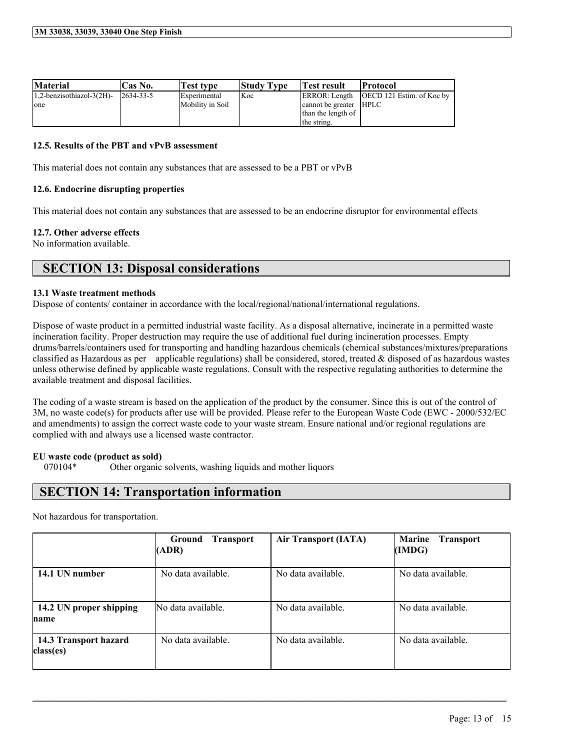| Material | Cas No. | Test type | Study Type | Test result | Protocol |
| --- | --- | --- | --- | --- | --- |
| 1,2-benzisothiazol-3(2H)-one | 2634-33-5 | Experimental Mobility in Soil | Koc | ERROR: Length cannot be greater than the length of the string. | OECD 121 Estim. of Koc by HPLC |

**12.5. Results of the PBT and vPvB assessment**

This material does not contain any substances that are assessed to be a PBT or vPvB

**12.6. Endocrine disrupting properties**

This material does not contain any substances that are assessed to be an endocrine disruptor for environmental effects

**12.7. Other adverse effects**

No information available.

## SECTION 13: Disposal considerations

**13.1 Waste treatment methods**

Dispose of contents/ container in accordance with the local/regional/national/international regulations.

Dispose of waste product in a permitted industrial waste facility. As a disposal alternative, incinerate in a permitted waste incineration facility. Proper destruction may require the use of additional fuel during incineration processes. Empty drums/barrels/containers used for transporting and handling hazardous chemicals (chemical substances/mixtures/preparations classified as Hazardous as per applicable regulations) shall be considered, stored, treated & disposed of as hazardous wastes unless otherwise defined by applicable waste regulations. Consult with the respective regulating authorities to determine the available treatment and disposal facilities.

The coding of a waste stream is based on the application of the product by the consumer. Since this is out of the control of 3M, no waste code(s) for products after use will be provided. Please refer to the European Waste Code (EWC - 2000/532/EC and amendments) to assign the correct waste code to your waste stream. Ensure national and/or regional regulations are complied with and always use a licensed waste contractor.

**EU waste code (product as sold)**

070104* Other organic solvents, washing liquids and mother liquors

## SECTION 14: Transportation information

Not hazardous for transportation.

| | Ground Transport (ADR) | Air Transport (IATA) | Marine Transport (IMDG) |
| --- | --- | --- | --- |
| **14.1 UN number** | No data available. | No data available. | No data available. |
| **14.2 UN proper shipping name** | No data available. | No data available. | No data available. |
| **14.3 Transport hazard class(es)** | No data available. | No data available. | No data available. |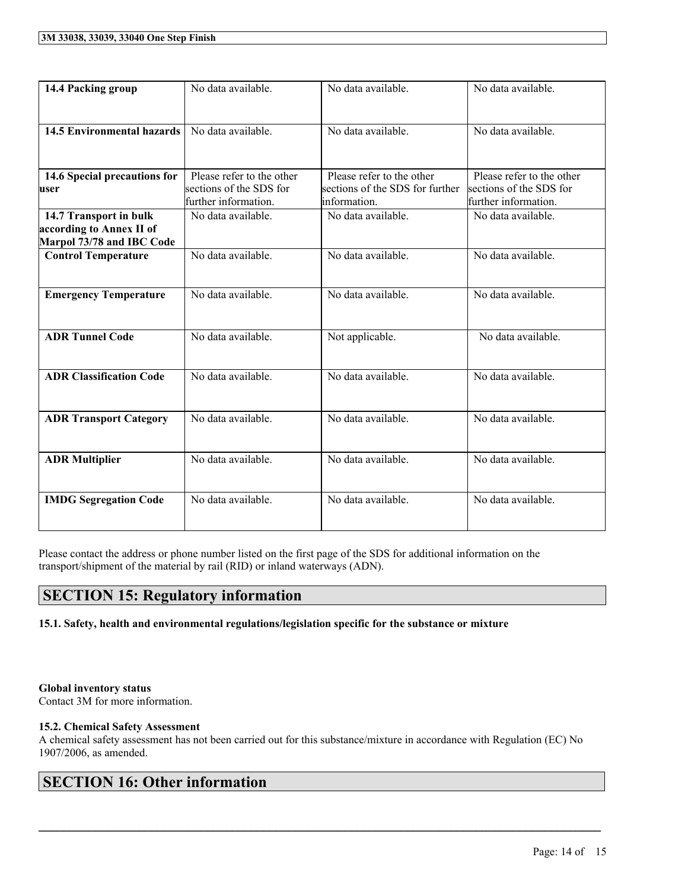| 14.4 Packing group | No data available. | No data available. | No data available. |
|---|---|---|---|
| **14.5 Environmental hazards** | No data available. | No data available. | No data available. |
| **14.6 Special precautions for user** | Please refer to the other sections of the SDS for further information. | Please refer to the other sections of the SDS for further information. | Please refer to the other sections of the SDS for further information. |
| **14.7 Transport in bulk according to Annex II of Marpol 73/78 and IBC Code** | No data available. | No data available. | No data available. |
| **Control Temperature** | No data available. | No data available. | No data available. |
| **Emergency Temperature** | No data available. | No data available. | No data available. |
| **ADR Tunnel Code** | No data available. | Not applicable. | No data available. |
| **ADR Classification Code** | No data available. | No data available. | No data available. |
| **ADR Transport Category** | No data available. | No data available. | No data available. |
| **ADR Multiplier** | No data available. | No data available. | No data available. |
| **IMDG Segregation Code** | No data available. | No data available. | No data available. |

Please contact the address or phone number listed on the first page of the SDS for additional information on the transport/shipment of the material by rail (RID) or inland waterways (ADN).

## SECTION 15: Regulatory information

**15.1. Safety, health and environmental regulations/legislation specific for the substance or mixture**

**Global inventory status**
Contact 3M for more information.

**15.2. Chemical Safety Assessment**
A chemical safety assessment has not been carried out for this substance/mixture in accordance with Regulation (EC) No 1907/2006, as amended.

## SECTION 16: Other information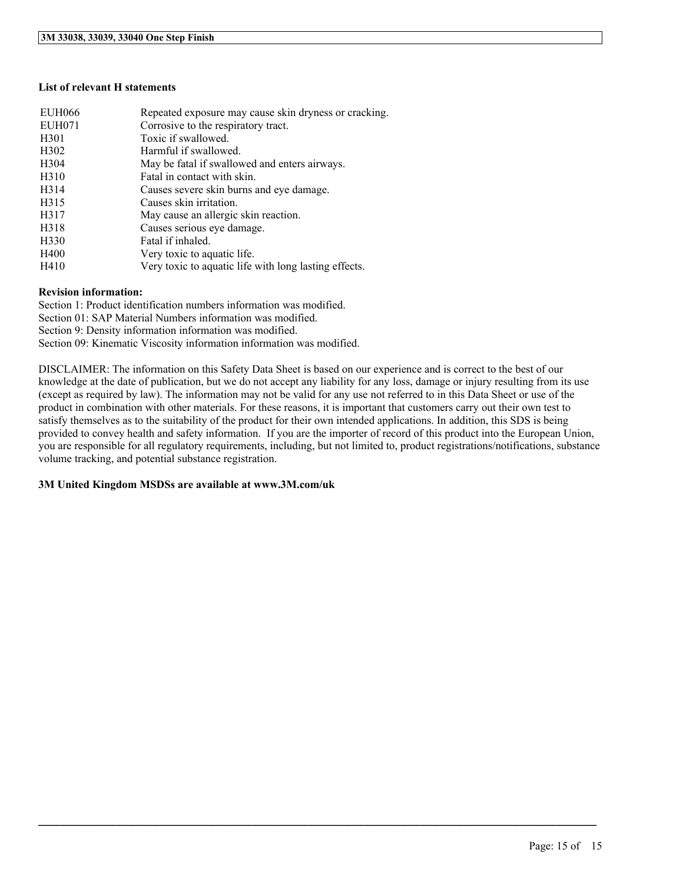**List of relevant H statements**

| | |
|---|---|
| EUH066 | Repeated exposure may cause skin dryness or cracking. |
| EUH071 | Corrosive to the respiratory tract. |
| H301 | Toxic if swallowed. |
| H302 | Harmful if swallowed. |
| H304 | May be fatal if swallowed and enters airways. |
| H310 | Fatal in contact with skin. |
| H314 | Causes severe skin burns and eye damage. |
| H315 | Causes skin irritation. |
| H317 | May cause an allergic skin reaction. |
| H318 | Causes serious eye damage. |
| H330 | Fatal if inhaled. |
| H400 | Very toxic to aquatic life. |
| H410 | Very toxic to aquatic life with long lasting effects. |

**Revision information:**

Section 1: Product identification numbers information was modified.
Section 01: SAP Material Numbers information was modified.
Section 9: Density information information was modified.
Section 09: Kinematic Viscosity information information was modified.

DISCLAIMER: The information on this Safety Data Sheet is based on our experience and is correct to the best of our knowledge at the date of publication, but we do not accept any liability for any loss, damage or injury resulting from its use (except as required by law). The information may not be valid for any use not referred to in this Data Sheet or use of the product in combination with other materials. For these reasons, it is important that customers carry out their own test to satisfy themselves as to the suitability of the product for their own intended applications. In addition, this SDS is being provided to convey health and safety information. If you are the importer of record of this product into the European Union, you are responsible for all regulatory requirements, including, but not limited to, product registrations/notifications, substance volume tracking, and potential substance registration.

**3M United Kingdom MSDSs are available at www.3M.com/uk**